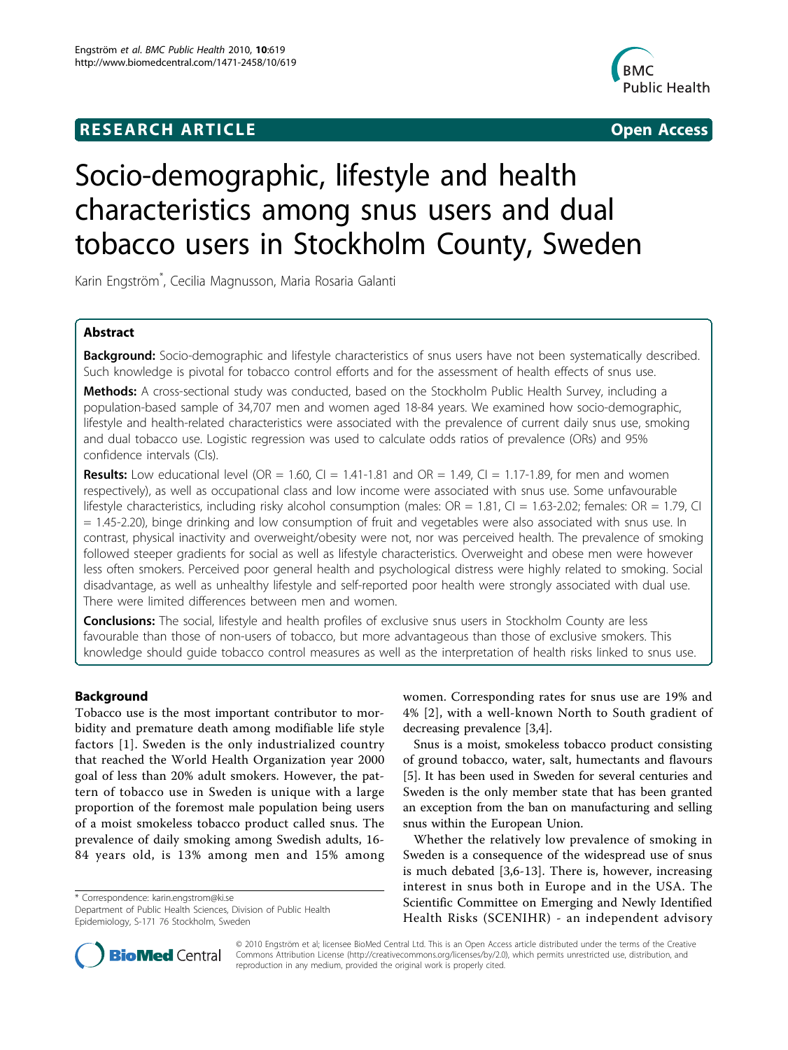RESEARCH ARTICLE Open Access

# Socio-demographic, lifestyle and health characteristics among snus users and dual tobacco users in Stockholm County, Sweden

Karin Engström*, Cecilia Magnusson, Maria Rosaria Galanti

## Abstract

**Background:** Socio-demographic and lifestyle characteristics of snus users have not been systematically described. Such knowledge is pivotal for tobacco control efforts and for the assessment of health effects of snus use.

**Methods:** A cross-sectional study was conducted, based on the Stockholm Public Health Survey, including a population-based sample of 34,707 men and women aged 18-84 years. We examined how socio-demographic, lifestyle and health-related characteristics were associated with the prevalence of current daily snus use, smoking and dual tobacco use. Logistic regression was used to calculate odds ratios of prevalence (ORs) and 95% confidence intervals (CIs).

**Results:** Low educational level (OR = 1.60, CI = 1.41-1.81 and OR = 1.49, CI = 1.17-1.89, for men and women respectively), as well as occupational class and low income were associated with snus use. Some unfavourable lifestyle characteristics, including risky alcohol consumption (males: OR = 1.81, CI = 1.63-2.02; females: OR = 1.79, CI = 1.45-2.20), binge drinking and low consumption of fruit and vegetables were also associated with snus use. In contrast, physical inactivity and overweight/obesity were not, nor was perceived health. The prevalence of smoking followed steeper gradients for social as well as lifestyle characteristics. Overweight and obese men were however less often smokers. Perceived poor general health and psychological distress were highly related to smoking. Social disadvantage, as well as unhealthy lifestyle and self-reported poor health were strongly associated with dual use. There were limited differences between men and women.

**Conclusions:** The social, lifestyle and health profiles of exclusive snus users in Stockholm County are less favourable than those of non-users of tobacco, but more advantageous than those of exclusive smokers. This knowledge should guide tobacco control measures as well as the interpretation of health risks linked to snus use.

## Background

Tobacco use is the most important contributor to morbidity and premature death among modifiable life style factors [1]. Sweden is the only industrialized country that reached the World Health Organization year 2000 goal of less than 20% adult smokers. However, the pattern of tobacco use in Sweden is unique with a large proportion of the foremost male population being users of a moist smokeless tobacco product called snus. The prevalence of daily smoking among Swedish adults, 16-84 years old, is 13% among men and 15% among women. Corresponding rates for snus use are 19% and 4% [2], with a well-known North to South gradient of decreasing prevalence [3,4].

Snus is a moist, smokeless tobacco product consisting of ground tobacco, water, salt, humectants and flavours [5]. It has been used in Sweden for several centuries and Sweden is the only member state that has been granted an exception from the ban on manufacturing and selling snus within the European Union.

Whether the relatively low prevalence of smoking in Sweden is a consequence of the widespread use of snus is much debated [3,6-13]. There is, however, increasing interest in snus both in Europe and in the USA. The Scientific Committee on Emerging and Newly Identified Health Risks (SCENIHR) - an independent advisory

\* Correspondence: karin.engstrom@ki.se
Department of Public Health Sciences, Division of Public Health Epidemiology, S-171 76 Stockholm, Sweden

© 2010 Engström et al; licensee BioMed Central Ltd. This is an Open Access article distributed under the terms of the Creative Commons Attribution License (http://creativecommons.org/licenses/by/2.0), which permits unrestricted use, distribution, and reproduction in any medium, provided the original work is properly cited.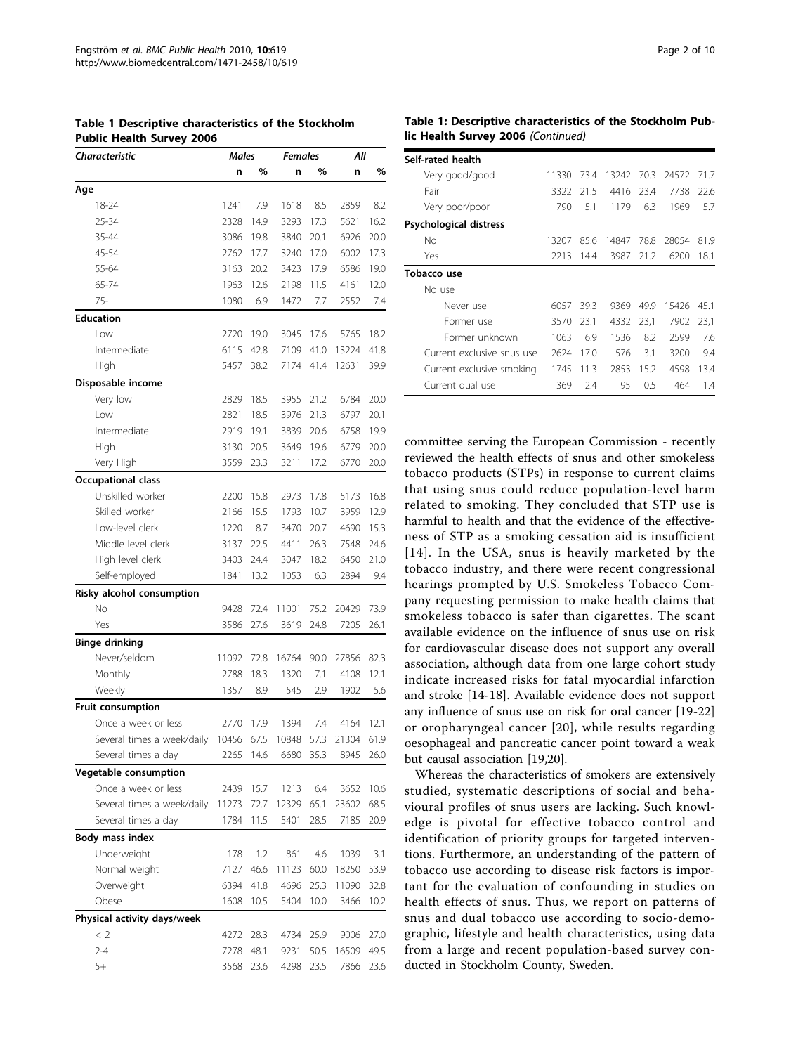**Table 1 Descriptive characteristics of the Stockholm Public Health Survey 2006**

| *Characteristic* | *Males* | | *Females* | | *All* | |
|---|---|---|---|---|---|---|
| | n | % | n | % | n | % |
| **Age** | | | | | | |
| 18-24 | 1241 | 7.9 | 1618 | 8.5 | 2859 | 8.2 |
| 25-34 | 2328 | 14.9 | 3293 | 17.3 | 5621 | 16.2 |
| 35-44 | 3086 | 19.8 | 3840 | 20.1 | 6926 | 20.0 |
| 45-54 | 2762 | 17.7 | 3240 | 17.0 | 6002 | 17.3 |
| 55-64 | 3163 | 20.2 | 3423 | 17.9 | 6586 | 19.0 |
| 65-74 | 1963 | 12.6 | 2198 | 11.5 | 4161 | 12.0 |
| 75- | 1080 | 6.9 | 1472 | 7.7 | 2552 | 7.4 |
| **Education** | | | | | | |
| Low | 2720 | 19.0 | 3045 | 17.6 | 5765 | 18.2 |
| Intermediate | 6115 | 42.8 | 7109 | 41.0 | 13224 | 41.8 |
| High | 5457 | 38.2 | 7174 | 41.4 | 12631 | 39.9 |
| **Disposable income** | | | | | | |
| Very low | 2829 | 18.5 | 3955 | 21.2 | 6784 | 20.0 |
| Low | 2821 | 18.5 | 3976 | 21.3 | 6797 | 20.1 |
| Intermediate | 2919 | 19.1 | 3839 | 20.6 | 6758 | 19.9 |
| High | 3130 | 20.5 | 3649 | 19.6 | 6779 | 20.0 |
| Very High | 3559 | 23.3 | 3211 | 17.2 | 6770 | 20.0 |
| **Occupational class** | | | | | | |
| Unskilled worker | 2200 | 15.8 | 2973 | 17.8 | 5173 | 16.8 |
| Skilled worker | 2166 | 15.5 | 1793 | 10.7 | 3959 | 12.9 |
| Low-level clerk | 1220 | 8.7 | 3470 | 20.7 | 4690 | 15.3 |
| Middle level clerk | 3137 | 22.5 | 4411 | 26.3 | 7548 | 24.6 |
| High level clerk | 3403 | 24.4 | 3047 | 18.2 | 6450 | 21.0 |
| Self-employed | 1841 | 13.2 | 1053 | 6.3 | 2894 | 9.4 |
| **Risky alcohol consumption** | | | | | | |
| No | 9428 | 72.4 | 11001 | 75.2 | 20429 | 73.9 |
| Yes | 3586 | 27.6 | 3619 | 24.8 | 7205 | 26.1 |
| **Binge drinking** | | | | | | |
| Never/seldom | 11092 | 72.8 | 16764 | 90.0 | 27856 | 82.3 |
| Monthly | 2788 | 18.3 | 1320 | 7.1 | 4108 | 12.1 |
| Weekly | 1357 | 8.9 | 545 | 2.9 | 1902 | 5.6 |
| **Fruit consumption** | | | | | | |
| Once a week or less | 2770 | 17.9 | 1394 | 7.4 | 4164 | 12.1 |
| Several times a week/daily | 10456 | 67.5 | 10848 | 57.3 | 21304 | 61.9 |
| Several times a day | 2265 | 14.6 | 6680 | 35.3 | 8945 | 26.0 |
| **Vegetable consumption** | | | | | | |
| Once a week or less | 2439 | 15.7 | 1213 | 6.4 | 3652 | 10.6 |
| Several times a week/daily | 11273 | 72.7 | 12329 | 65.1 | 23602 | 68.5 |
| Several times a day | 1784 | 11.5 | 5401 | 28.5 | 7185 | 20.9 |
| **Body mass index** | | | | | | |
| Underweight | 178 | 1.2 | 861 | 4.6 | 1039 | 3.1 |
| Normal weight | 7127 | 46.6 | 11123 | 60.0 | 18250 | 53.9 |
| Overweight | 6394 | 41.8 | 4696 | 25.3 | 11090 | 32.8 |
| Obese | 1608 | 10.5 | 5404 | 10.0 | 3466 | 10.2 |
| **Physical activity days/week** | | | | | | |
| < 2 | 4272 | 28.3 | 4734 | 25.9 | 9006 | 27.0 |
| 2-4 | 7278 | 48.1 | 9231 | 50.5 | 16509 | 49.5 |
| 5+ | 3568 | 23.6 | 4298 | 23.5 | 7866 | 23.6 |
| **Self-rated health** | | | | | | |
| Very good/good | 11330 | 73.4 | 13242 | 70.3 | 24572 | 71.7 |
| Fair | 3322 | 21.5 | 4416 | 23.4 | 7738 | 22.6 |
| Very poor/poor | 790 | 5.1 | 1179 | 6.3 | 1969 | 5.7 |
| **Psychological distress** | | | | | | |
| No | 13207 | 85.6 | 14847 | 78.8 | 28054 | 81.9 |
| Yes | 2213 | 14.4 | 3987 | 21.2 | 6200 | 18.1 |
| **Tobacco use** | | | | | | |
| No use | | | | | | |
| Never use | 6057 | 39.3 | 9369 | 49.9 | 15426 | 45.1 |
| Former use | 3570 | 23.1 | 4332 | 23,1 | 7902 | 23,1 |
| Former unknown | 1063 | 6.9 | 1536 | 8.2 | 2599 | 7.6 |
| Current exclusive snus use | 2624 | 17.0 | 576 | 3.1 | 3200 | 9.4 |
| Current exclusive smoking | 1745 | 11.3 | 2853 | 15.2 | 4598 | 13.4 |
| Current dual use | 369 | 2.4 | 95 | 0.5 | 464 | 1.4 |

committee serving the European Commission - recently reviewed the health effects of snus and other smokeless tobacco products (STPs) in response to current claims that using snus could reduce population-level harm related to smoking. They concluded that STP use is harmful to health and that the evidence of the effectiveness of STP as a smoking cessation aid is insufficient [14]. In the USA, snus is heavily marketed by the tobacco industry, and there were recent congressional hearings prompted by U.S. Smokeless Tobacco Company requesting permission to make health claims that smokeless tobacco is safer than cigarettes. The scant available evidence on the influence of snus use on risk for cardiovascular disease does not support any overall association, although data from one large cohort study indicate increased risks for fatal myocardial infarction and stroke [14-18]. Available evidence does not support any influence of snus use on risk for oral cancer [19-22] or oropharyngeal cancer [20], while results regarding oesophageal and pancreatic cancer point toward a weak but causal association [19,20].

Whereas the characteristics of smokers are extensively studied, systematic descriptions of social and behavioural profiles of snus users are lacking. Such knowledge is pivotal for effective tobacco control and identification of priority groups for targeted interventions. Furthermore, an understanding of the pattern of tobacco use according to disease risk factors is important for the evaluation of confounding in studies on health effects of snus. Thus, we report on patterns of snus and dual tobacco use according to socio-demographic, lifestyle and health characteristics, using data from a large and recent population-based survey conducted in Stockholm County, Sweden.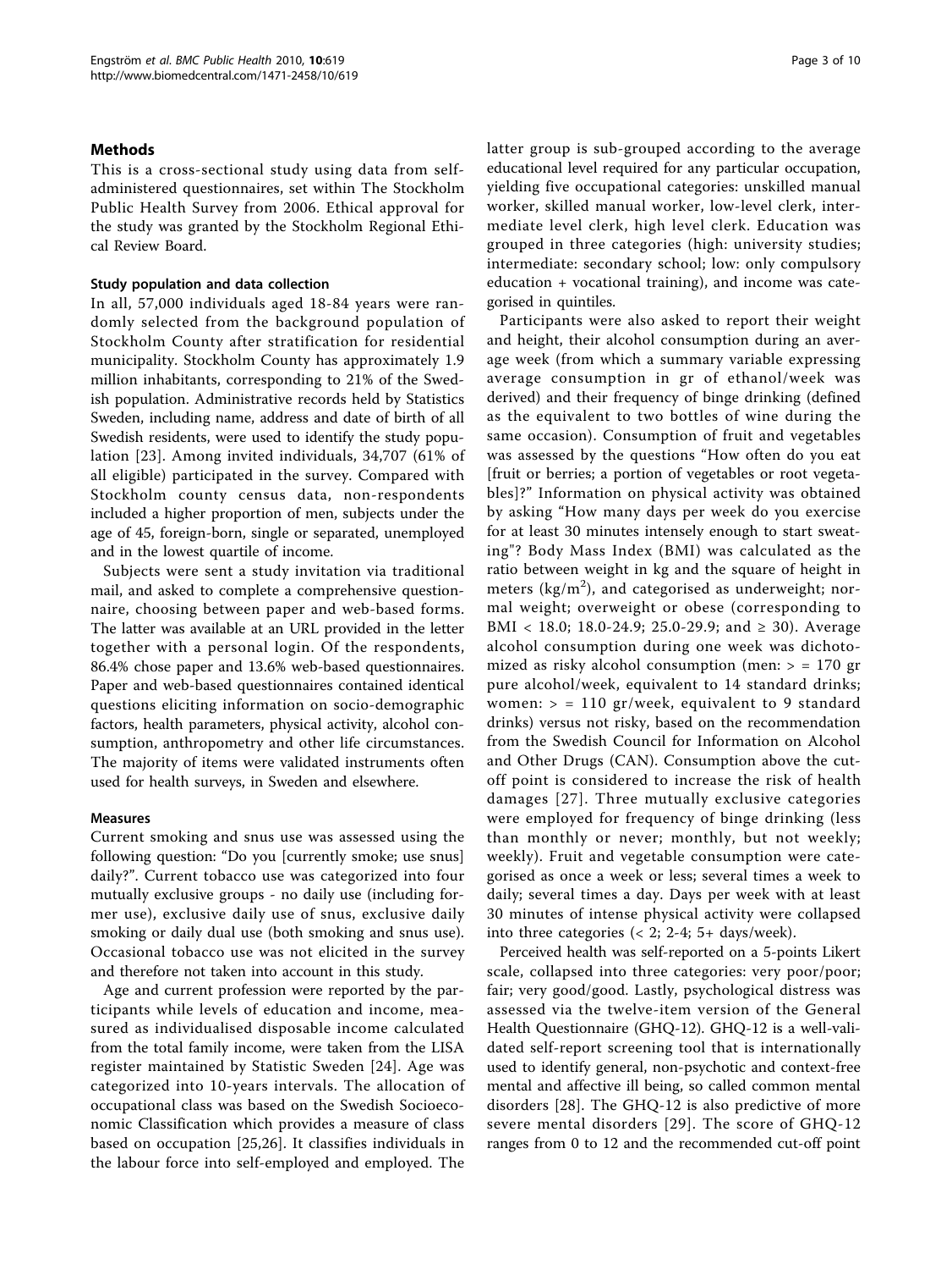## Methods

This is a cross-sectional study using data from self-administered questionnaires, set within The Stockholm Public Health Survey from 2006. Ethical approval for the study was granted by the Stockholm Regional Ethical Review Board.

### Study population and data collection

In all, 57,000 individuals aged 18-84 years were randomly selected from the background population of Stockholm County after stratification for residential municipality. Stockholm County has approximately 1.9 million inhabitants, corresponding to 21% of the Swedish population. Administrative records held by Statistics Sweden, including name, address and date of birth of all Swedish residents, were used to identify the study population [23]. Among invited individuals, 34,707 (61% of all eligible) participated in the survey. Compared with Stockholm county census data, non-respondents included a higher proportion of men, subjects under the age of 45, foreign-born, single or separated, unemployed and in the lowest quartile of income.

Subjects were sent a study invitation via traditional mail, and asked to complete a comprehensive questionnaire, choosing between paper and web-based forms. The latter was available at an URL provided in the letter together with a personal login. Of the respondents, 86.4% chose paper and 13.6% web-based questionnaires. Paper and web-based questionnaires contained identical questions eliciting information on socio-demographic factors, health parameters, physical activity, alcohol consumption, anthropometry and other life circumstances. The majority of items were validated instruments often used for health surveys, in Sweden and elsewhere.

### Measures

Current smoking and snus use was assessed using the following question: "Do you [currently smoke; use snus] daily?". Current tobacco use was categorized into four mutually exclusive groups - no daily use (including former use), exclusive daily use of snus, exclusive daily smoking or daily dual use (both smoking and snus use). Occasional tobacco use was not elicited in the survey and therefore not taken into account in this study.

Age and current profession were reported by the participants while levels of education and income, measured as individualised disposable income calculated from the total family income, were taken from the LISA register maintained by Statistic Sweden [24]. Age was categorized into 10-years intervals. The allocation of occupational class was based on the Swedish Socioeconomic Classification which provides a measure of class based on occupation [25,26]. It classifies individuals in the labour force into self-employed and employed. The latter group is sub-grouped according to the average educational level required for any particular occupation, yielding five occupational categories: unskilled manual worker, skilled manual worker, low-level clerk, intermediate level clerk, high level clerk. Education was grouped in three categories (high: university studies; intermediate: secondary school; low: only compulsory education + vocational training), and income was categorised in quintiles.

Participants were also asked to report their weight and height, their alcohol consumption during an average week (from which a summary variable expressing average consumption in gr of ethanol/week was derived) and their frequency of binge drinking (defined as the equivalent to two bottles of wine during the same occasion). Consumption of fruit and vegetables was assessed by the questions "How often do you eat [fruit or berries; a portion of vegetables or root vegetables]?" Information on physical activity was obtained by asking "How many days per week do you exercise for at least 30 minutes intensely enough to start sweating"? Body Mass Index (BMI) was calculated as the ratio between weight in kg and the square of height in meters ($kg/m^2$), and categorised as underweight; normal weight; overweight or obese (corresponding to BMI < 18.0; 18.0-24.9; 25.0-29.9; and ≥ 30). Average alcohol consumption during one week was dichotomized as risky alcohol consumption (men: > = 170 gr pure alcohol/week, equivalent to 14 standard drinks; women: > = 110 gr/week, equivalent to 9 standard drinks) versus not risky, based on the recommendation from the Swedish Council for Information on Alcohol and Other Drugs (CAN). Consumption above the cut-off point is considered to increase the risk of health damages [27]. Three mutually exclusive categories were employed for frequency of binge drinking (less than monthly or never; monthly, but not weekly; weekly). Fruit and vegetable consumption were categorised as once a week or less; several times a week to daily; several times a day. Days per week with at least 30 minutes of intense physical activity were collapsed into three categories (< 2; 2-4; 5+ days/week).

Perceived health was self-reported on a 5-points Likert scale, collapsed into three categories: very poor/poor; fair; very good/good. Lastly, psychological distress was assessed via the twelve-item version of the General Health Questionnaire (GHQ-12). GHQ-12 is a well-validated self-report screening tool that is internationally used to identify general, non-psychotic and context-free mental and affective ill being, so called common mental disorders [28]. The GHQ-12 is also predictive of more severe mental disorders [29]. The score of GHQ-12 ranges from 0 to 12 and the recommended cut-off point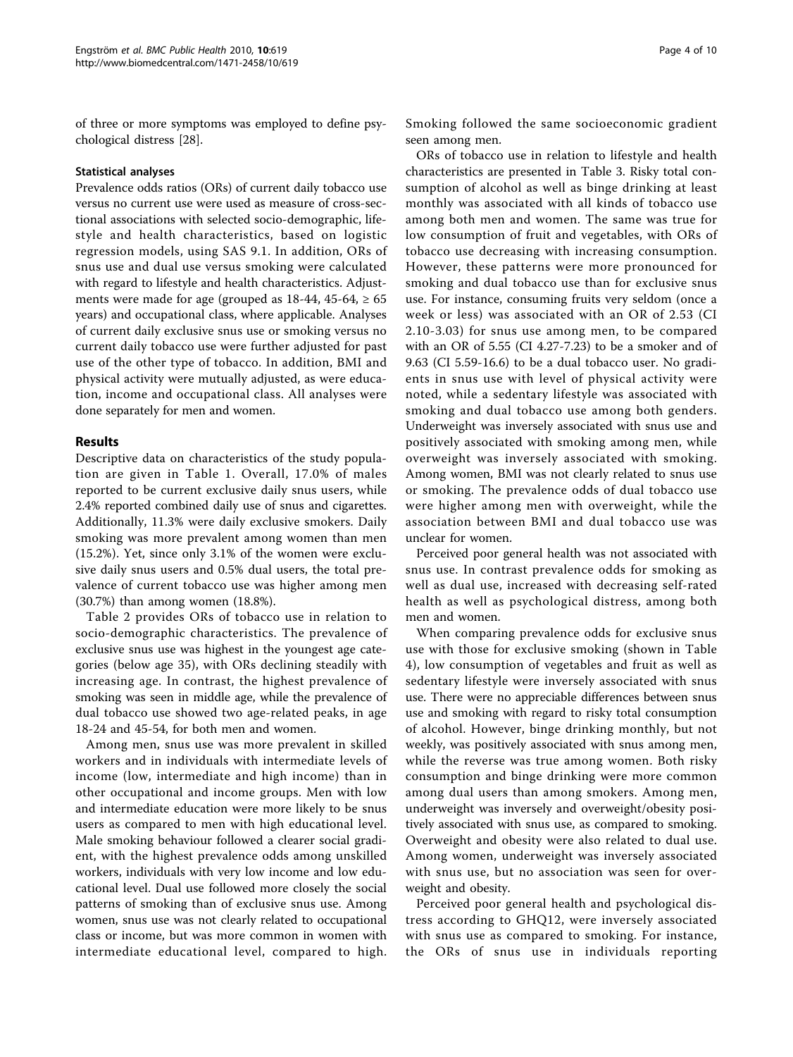of three or more symptoms was employed to define psychological distress [28].

### Statistical analyses

Prevalence odds ratios (ORs) of current daily tobacco use versus no current use were used as measure of cross-sectional associations with selected socio-demographic, lifestyle and health characteristics, based on logistic regression models, using SAS 9.1. In addition, ORs of snus use and dual use versus smoking were calculated with regard to lifestyle and health characteristics. Adjustments were made for age (grouped as 18-44, 45-64, ≥ 65 years) and occupational class, where applicable. Analyses of current daily exclusive snus use or smoking versus no current daily tobacco use were further adjusted for past use of the other type of tobacco. In addition, BMI and physical activity were mutually adjusted, as were education, income and occupational class. All analyses were done separately for men and women.

## Results

Descriptive data on characteristics of the study population are given in Table 1. Overall, 17.0% of males reported to be current exclusive daily snus users, while 2.4% reported combined daily use of snus and cigarettes. Additionally, 11.3% were daily exclusive smokers. Daily smoking was more prevalent among women than men (15.2%). Yet, since only 3.1% of the women were exclusive daily snus users and 0.5% dual users, the total prevalence of current tobacco use was higher among men (30.7%) than among women (18.8%).

Table 2 provides ORs of tobacco use in relation to socio-demographic characteristics. The prevalence of exclusive snus use was highest in the youngest age categories (below age 35), with ORs declining steadily with increasing age. In contrast, the highest prevalence of smoking was seen in middle age, while the prevalence of dual tobacco use showed two age-related peaks, in age 18-24 and 45-54, for both men and women.

Among men, snus use was more prevalent in skilled workers and in individuals with intermediate levels of income (low, intermediate and high income) than in other occupational and income groups. Men with low and intermediate education were more likely to be snus users as compared to men with high educational level. Male smoking behaviour followed a clearer social gradient, with the highest prevalence odds among unskilled workers, individuals with very low income and low educational level. Dual use followed more closely the social patterns of smoking than of exclusive snus use. Among women, snus use was not clearly related to occupational class or income, but was more common in women with intermediate educational level, compared to high. Smoking followed the same socioeconomic gradient seen among men.

ORs of tobacco use in relation to lifestyle and health characteristics are presented in Table 3. Risky total consumption of alcohol as well as binge drinking at least monthly was associated with all kinds of tobacco use among both men and women. The same was true for low consumption of fruit and vegetables, with ORs of tobacco use decreasing with increasing consumption. However, these patterns were more pronounced for smoking and dual tobacco use than for exclusive snus use. For instance, consuming fruits very seldom (once a week or less) was associated with an OR of 2.53 (CI 2.10-3.03) for snus use among men, to be compared with an OR of 5.55 (CI 4.27-7.23) to be a smoker and of 9.63 (CI 5.59-16.6) to be a dual tobacco user. No gradients in snus use with level of physical activity were noted, while a sedentary lifestyle was associated with smoking and dual tobacco use among both genders. Underweight was inversely associated with snus use and positively associated with smoking among men, while overweight was inversely associated with smoking. Among women, BMI was not clearly related to snus use or smoking. The prevalence odds of dual tobacco use were higher among men with overweight, while the association between BMI and dual tobacco use was unclear for women.

Perceived poor general health was not associated with snus use. In contrast prevalence odds for smoking as well as dual use, increased with decreasing self-rated health as well as psychological distress, among both men and women.

When comparing prevalence odds for exclusive snus use with those for exclusive smoking (shown in Table 4), low consumption of vegetables and fruit as well as sedentary lifestyle were inversely associated with snus use. There were no appreciable differences between snus use and smoking with regard to risky total consumption of alcohol. However, binge drinking monthly, but not weekly, was positively associated with snus among men, while the reverse was true among women. Both risky consumption and binge drinking were more common among dual users than among smokers. Among men, underweight was inversely and overweight/obesity positively associated with snus use, as compared to smoking. Overweight and obesity were also related to dual use. Among women, underweight was inversely associated with snus use, but no association was seen for overweight and obesity.

Perceived poor general health and psychological distress according to GHQ12, were inversely associated with snus use as compared to smoking. For instance, the ORs of snus use in individuals reporting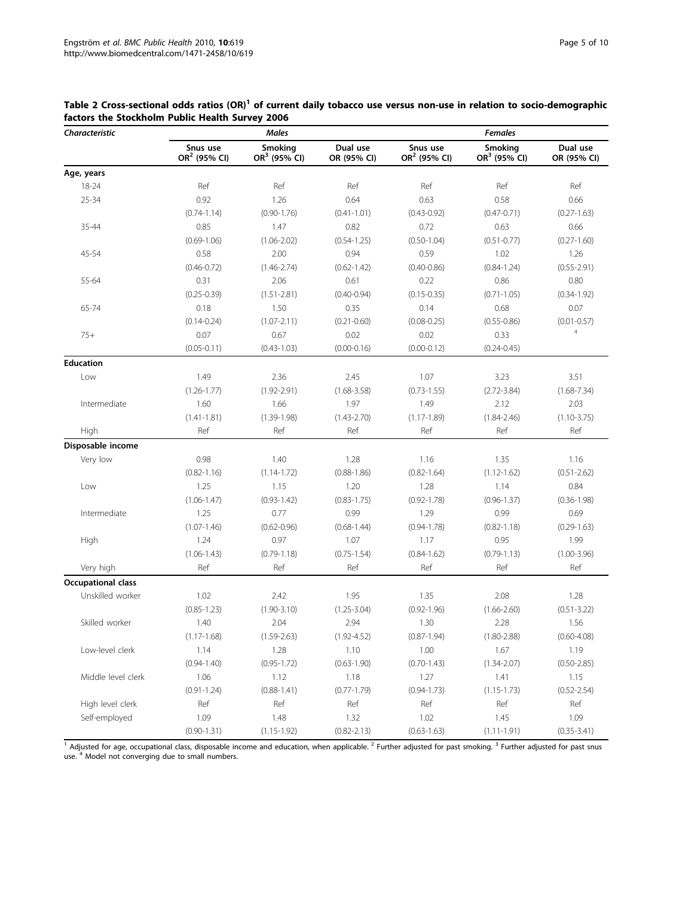**Table 2 Cross-sectional odds ratios (OR)[1] of current daily tobacco use versus non-use in relation to socio-demographic factors the Stockholm Public Health Survey 2006**

| *Characteristic* | *Males* | | | *Females* | | |
|---|---|---|---|---|---|---|
| | Snus use OR[2] (95% CI) | Smoking OR[3] (95% CI) | Dual use OR (95% CI) | Snus use OR[2] (95% CI) | Smoking OR[3] (95% CI) | Dual use OR (95% CI) |
| **Age, years** | | | | | | |
| 18-24 | Ref | Ref | Ref | Ref | Ref | Ref |
| 25-34 | 0.92 (0.74-1.14) | 1.26 (0.90-1.76) | 0.64 (0.41-1.01) | 0.63 (0.43-0.92) | 0.58 (0.47-0.71) | 0.66 (0.27-1.63) |
| 35-44 | 0.85 (0.69-1.06) | 1.47 (1.06-2.02) | 0.82 (0.54-1.25) | 0.72 (0.50-1.04) | 0.63 (0.51-0.77) | 0.66 (0.27-1.60) |
| 45-54 | 0.58 (0.46-0.72) | 2.00 (1.46-2.74) | 0.94 (0.62-1.42) | 0.59 (0.40-0.86) | 1.02 (0.84-1.24) | 1.26 (0.55-2.91) |
| 55-64 | 0.31 (0.25-0.39) | 2.06 (1.51-2.81) | 0.61 (0.40-0.94) | 0.22 (0.15-0.35) | 0.86 (0.71-1.05) | 0.80 (0.34-1.92) |
| 65-74 | 0.18 (0.14-0.24) | 1.50 (1.07-2.11) | 0.35 (0.21-0.60) | 0.14 (0.08-0.25) | 0.68 (0.55-0.86) | 0.07 (0.01-0.57) |
| 75+ | 0.07 (0.05-0.11) | 0.67 (0.43-1.03) | 0.02 (0.00-0.16) | 0.02 (0.00-0.12) | 0.33 (0.24-0.45) | [4] |
| **Education** | | | | | | |
| Low | 1.49 (1.26-1.77) | 2.36 (1.92-2.91) | 2.45 (1.68-3.58) | 1.07 (0.73-1.55) | 3.23 (2.72-3.84) | 3.51 (1.68-7.34) |
| Intermediate | 1.60 (1.41-1.81) | 1.66 (1.39-1.98) | 1.97 (1.43-2.70) | 1.49 (1.17-1.89) | 2.12 (1.84-2.46) | 2.03 (1.10-3.75) |
| High | Ref | Ref | Ref | Ref | Ref | Ref |
| **Disposable income** | | | | | | |
| Very low | 0.98 (0.82-1.16) | 1.40 (1.14-1.72) | 1.28 (0.88-1.86) | 1.16 (0.82-1.64) | 1.35 (1.12-1.62) | 1.16 (0.51-2.62) |
| Low | 1.25 (1.06-1.47) | 1.15 (0.93-1.42) | 1.20 (0.83-1.75) | 1.28 (0.92-1.78) | 1.14 (0.96-1.37) | 0.84 (0.36-1.98) |
| Intermediate | 1.25 (1.07-1.46) | 0.77 (0.62-0.96) | 0.99 (0.68-1.44) | 1.29 (0.94-1.78) | 0.99 (0.82-1.18) | 0.69 (0.29-1.63) |
| High | 1.24 (1.06-1.43) | 0.97 (0.79-1.18) | 1.07 (0.75-1.54) | 1.17 (0.84-1.62) | 0.95 (0.79-1.13) | 1.99 (1.00-3.96) |
| Very high | Ref | Ref | Ref | Ref | Ref | Ref |
| **Occupational class** | | | | | | |
| Unskilled worker | 1.02 (0.85-1.23) | 2.42 (1.90-3.10) | 1.95 (1.25-3.04) | 1.35 (0.92-1.96) | 2.08 (1.66-2.60) | 1.28 (0.51-3.22) |
| Skilled worker | 1.40 (1.17-1.68) | 2.04 (1.59-2.63) | 2.94 (1.92-4.52) | 1.30 (0.87-1.94) | 2.28 (1.80-2.88) | 1.56 (0.60-4.08) |
| Low-level clerk | 1.14 (0.94-1.40) | 1.28 (0.95-1.72) | 1.10 (0.63-1.90) | 1.00 (0.70-1.43) | 1.67 (1.34-2.07) | 1.19 (0.50-2.85) |
| Middle level clerk | 1.06 (0.91-1.24) | 1.12 (0.88-1.41) | 1.18 (0.77-1.79) | 1.27 (0.94-1.73) | 1.41 (1.15-1.73) | 1.15 (0.52-2.54) |
| High level clerk | Ref | Ref | Ref | Ref | Ref | Ref |
| Self-employed | 1.09 (0.90-1.31) | 1.48 (1.15-1.92) | 1.32 (0.82-2.13) | 1.02 (0.63-1.63) | 1.45 (1.11-1.91) | 1.09 (0.35-3.41) |

[1] Adjusted for age, occupational class, disposable income and education, when applicable. [2] Further adjusted for past smoking. [3] Further adjusted for past snus use. [4] Model not converging due to small numbers.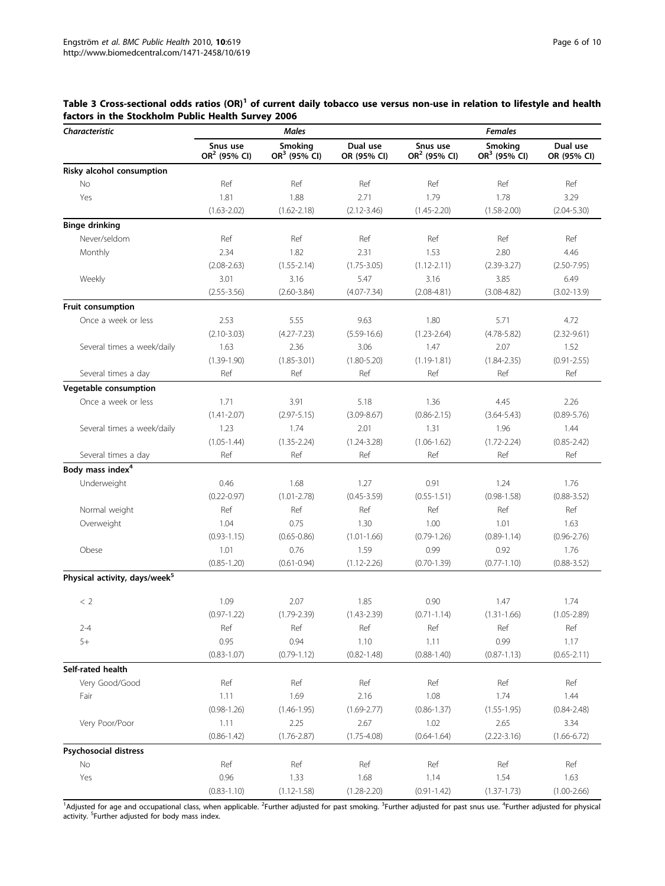**Table 3 Cross-sectional odds ratios (OR)[1] of current daily tobacco use versus non-use in relation to lifestyle and health factors in the Stockholm Public Health Survey 2006**

| *Characteristic* | *Males* | | | *Females* | | |
|---|---|---|---|---|---|---|
| | Snus use OR[2] (95% CI) | Smoking OR[3] (95% CI) | Dual use OR (95% CI) | Snus use OR[2] (95% CI) | Smoking OR[3] (95% CI) | Dual use OR (95% CI) |
| **Risky alcohol consumption** | | | | | | |
| No | Ref | Ref | Ref | Ref | Ref | Ref |
| Yes | 1.81 (1.63-2.02) | 1.88 (1.62-2.18) | 2.71 (2.12-3.46) | 1.79 (1.45-2.20) | 1.78 (1.58-2.00) | 3.29 (2.04-5.30) |
| **Binge drinking** | | | | | | |
| Never/seldom | Ref | Ref | Ref | Ref | Ref | Ref |
| Monthly | 2.34 (2.08-2.63) | 1.82 (1.55-2.14) | 2.31 (1.75-3.05) | 1.53 (1.12-2.11) | 2.80 (2.39-3.27) | 4.46 (2.50-7.95) |
| Weekly | 3.01 (2.55-3.56) | 3.16 (2.60-3.84) | 5.47 (4.07-7.34) | 3.16 (2.08-4.81) | 3.85 (3.08-4.82) | 6.49 (3.02-13.9) |
| **Fruit consumption** | | | | | | |
| Once a week or less | 2.53 (2.10-3.03) | 5.55 (4.27-7.23) | 9.63 (5.59-16.6) | 1.80 (1.23-2.64) | 5.71 (4.78-5.82) | 4.72 (2.32-9.61) |
| Several times a week/daily | 1.63 (1.39-1.90) | 2.36 (1.85-3.01) | 3.06 (1.80-5.20) | 1.47 (1.19-1.81) | 2.07 (1.84-2.35) | 1.52 (0.91-2.55) |
| Several times a day | Ref | Ref | Ref | Ref | Ref | Ref |
| **Vegetable consumption** | | | | | | |
| Once a week or less | 1.71 (1.41-2.07) | 3.91 (2.97-5.15) | 5.18 (3.09-8.67) | 1.36 (0.86-2.15) | 4.45 (3.64-5.43) | 2.26 (0.89-5.76) |
| Several times a week/daily | 1.23 (1.05-1.44) | 1.74 (1.35-2.24) | 2.01 (1.24-3.28) | 1.31 (1.06-1.62) | 1.96 (1.72-2.24) | 1.44 (0.85-2.42) |
| Several times a day | Ref | Ref | Ref | Ref | Ref | Ref |
| **Body mass index[4]** | | | | | | |
| Underweight | 0.46 (0.22-0.97) | 1.68 (1.01-2.78) | 1.27 (0.45-3.59) | 0.91 (0.55-1.51) | 1.24 (0.98-1.58) | 1.76 (0.88-3.52) |
| Normal weight | Ref | Ref | Ref | Ref | Ref | Ref |
| Overweight | 1.04 (0.93-1.15) | 0.75 (0.65-0.86) | 1.30 (1.01-1.66) | 1.00 (0.79-1.26) | 1.01 (0.89-1.14) | 1.63 (0.96-2.76) |
| Obese | 1.01 (0.85-1.20) | 0.76 (0.61-0.94) | 1.59 (1.12-2.26) | 0.99 (0.70-1.39) | 0.92 (0.77-1.10) | 1.76 (0.88-3.52) |
| **Physical activity, days/week[5]** | | | | | | |
| < 2 | 1.09 (0.97-1.22) | 2.07 (1.79-2.39) | 1.85 (1.43-2.39) | 0.90 (0.71-1.14) | 1.47 (1.31-1.66) | 1.74 (1.05-2.89) |
| 2-4 | Ref | Ref | Ref | Ref | Ref | Ref |
| 5+ | 0.95 (0.83-1.07) | 0.94 (0.79-1.12) | 1.10 (0.82-1.48) | 1.11 (0.88-1.40) | 0.99 (0.87-1.13) | 1.17 (0.65-2.11) |
| **Self-rated health** | | | | | | |
| Very Good/Good | Ref | Ref | Ref | Ref | Ref | Ref |
| Fair | 1.11 (0.98-1.26) | 1.69 (1.46-1.95) | 2.16 (1.69-2.77) | 1.08 (0.86-1.37) | 1.74 (1.55-1.95) | 1.44 (0.84-2.48) |
| Very Poor/Poor | 1.11 (0.86-1.42) | 2.25 (1.76-2.87) | 2.67 (1.75-4.08) | 1.02 (0.64-1.64) | 2.65 (2.22-3.16) | 3.34 (1.66-6.72) |
| **Psychosocial distress** | | | | | | |
| No | Ref | Ref | Ref | Ref | Ref | Ref |
| Yes | 0.96 (0.83-1.10) | 1.33 (1.12-1.58) | 1.68 (1.28-2.20) | 1.14 (0.91-1.42) | 1.54 (1.37-1.73) | 1.63 (1.00-2.66) |

[1]Adjusted for age and occupational class, when applicable. [2]Further adjusted for past smoking. [3]Further adjusted for past snus use. [4]Further adjusted for physical activity. [5]Further adjusted for body mass index.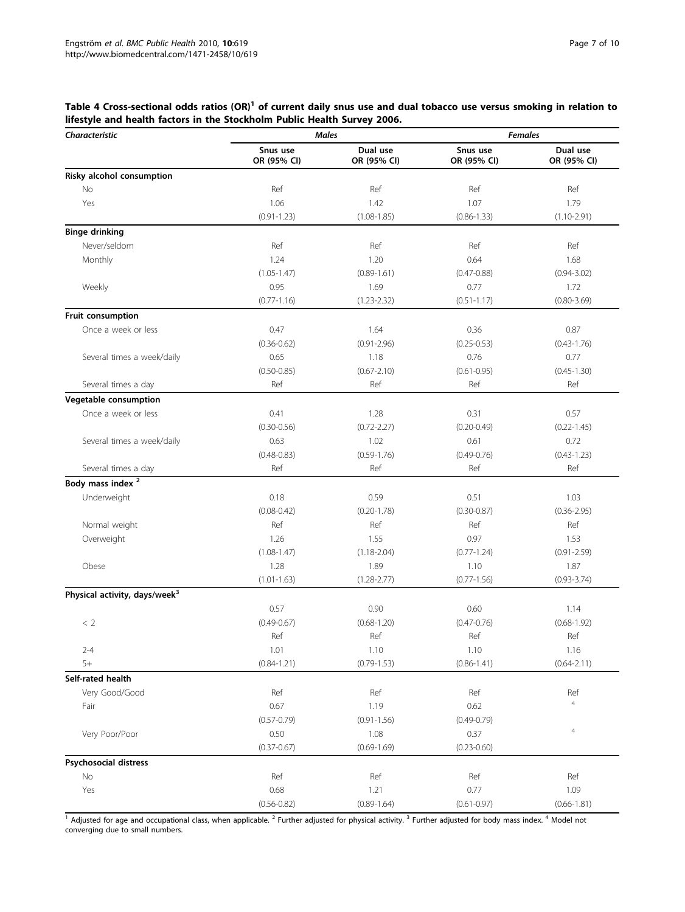**Table 4 Cross-sectional odds ratios (OR)[1] of current daily snus use and dual tobacco use versus smoking in relation to lifestyle and health factors in the Stockholm Public Health Survey 2006.**

| *Characteristic* | *Males* | | *Females* | |
|---|---|---|---|---|
| | **Snus use OR (95% CI)** | **Dual use OR (95% CI)** | **Snus use OR (95% CI)** | **Dual use OR (95% CI)** |
| **Risky alcohol consumption** | | | | |
| No | Ref | Ref | Ref | Ref |
| Yes | 1.06 (0.91-1.23) | 1.42 (1.08-1.85) | 1.07 (0.86-1.33) | 1.79 (1.10-2.91) |
| **Binge drinking** | | | | |
| Never/seldom | Ref | Ref | Ref | Ref |
| Monthly | 1.24 (1.05-1.47) | 1.20 (0.89-1.61) | 0.64 (0.47-0.88) | 1.68 (0.94-3.02) |
| Weekly | 0.95 (0.77-1.16) | 1.69 (1.23-2.32) | 0.77 (0.51-1.17) | 1.72 (0.80-3.69) |
| **Fruit consumption** | | | | |
| Once a week or less | 0.47 (0.36-0.62) | 1.64 (0.91-2.96) | 0.36 (0.25-0.53) | 0.87 (0.43-1.76) |
| Several times a week/daily | 0.65 (0.50-0.85) | 1.18 (0.67-2.10) | 0.76 (0.61-0.95) | 0.77 (0.45-1.30) |
| Several times a day | Ref | Ref | Ref | Ref |
| **Vegetable consumption** | | | | |
| Once a week or less | 0.41 (0.30-0.56) | 1.28 (0.72-2.27) | 0.31 (0.20-0.49) | 0.57 (0.22-1.45) |
| Several times a week/daily | 0.63 (0.48-0.83) | 1.02 (0.59-1.76) | 0.61 (0.49-0.76) | 0.72 (0.43-1.23) |
| Several times a day | Ref | Ref | Ref | Ref |
| **Body mass index [2]** | | | | |
| Underweight | 0.18 (0.08-0.42) | 0.59 (0.20-1.78) | 0.51 (0.30-0.87) | 1.03 (0.36-2.95) |
| Normal weight | Ref | Ref | Ref | Ref |
| Overweight | 1.26 (1.08-1.47) | 1.55 (1.18-2.04) | 0.97 (0.77-1.24) | 1.53 (0.91-2.59) |
| Obese | 1.28 (1.01-1.63) | 1.89 (1.28-2.77) | 1.10 (0.77-1.56) | 1.87 (0.93-3.74) |
| **Physical activity, days/week[3]** | | | | |
| < 2 | 0.57 (0.49-0.67) | 0.90 (0.68-1.20) | 0.60 (0.47-0.76) | 1.14 (0.68-1.92) |
| 2-4 | Ref | Ref | Ref | Ref |
| 5+ | 1.01 (0.84-1.21) | 1.10 (0.79-1.53) | 1.10 (0.86-1.41) | 1.16 (0.64-2.11) |
| **Self-rated health** | | | | |
| Very Good/Good | Ref | Ref | Ref | Ref |
| Fair | 0.67 (0.57-0.79) | 1.19 (0.91-1.56) | 0.62 (0.49-0.79) | [4] |
| Very Poor/Poor | 0.50 (0.37-0.67) | 1.08 (0.69-1.69) | 0.37 (0.23-0.60) | [4] |
| **Psychosocial distress** | | | | |
| No | Ref | Ref | Ref | Ref |
| Yes | 0.68 (0.56-0.82) | 1.21 (0.89-1.64) | 0.77 (0.61-0.97) | 1.09 (0.66-1.81) |

[1] Adjusted for age and occupational class, when applicable. [2] Further adjusted for physical activity. [3] Further adjusted for body mass index. [4] Model not converging due to small numbers.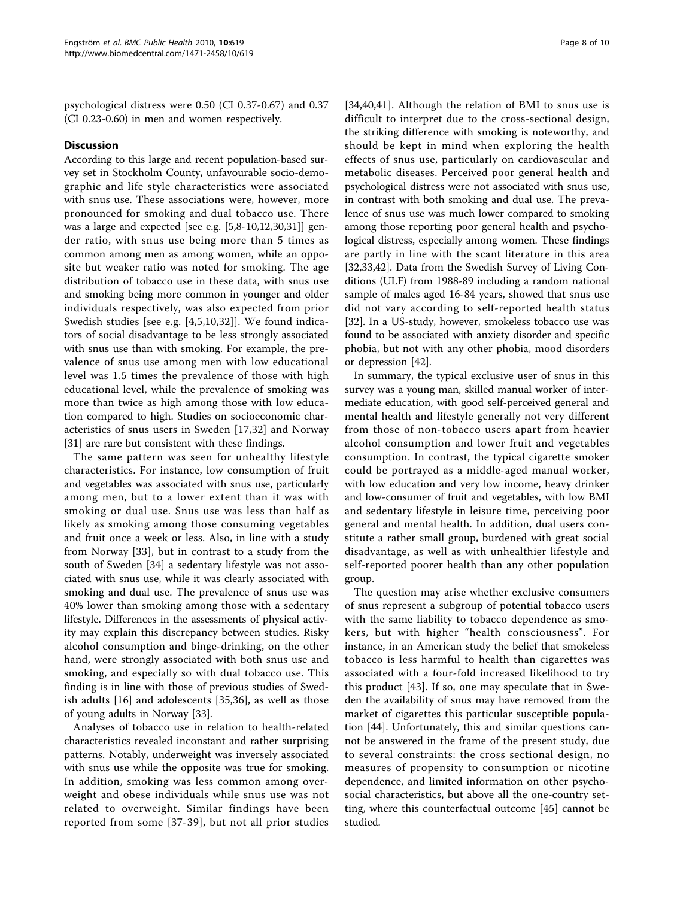psychological distress were 0.50 (CI 0.37-0.67) and 0.37 (CI 0.23-0.60) in men and women respectively.

## Discussion

According to this large and recent population-based survey set in Stockholm County, unfavourable socio-demographic and life style characteristics were associated with snus use. These associations were, however, more pronounced for smoking and dual tobacco use. There was a large and expected [see e.g. [5,8-10,12,30,31]] gender ratio, with snus use being more than 5 times as common among men as among women, while an opposite but weaker ratio was noted for smoking. The age distribution of tobacco use in these data, with snus use and smoking being more common in younger and older individuals respectively, was also expected from prior Swedish studies [see e.g. [4,5,10,32]]. We found indicators of social disadvantage to be less strongly associated with snus use than with smoking. For example, the prevalence of snus use among men with low educational level was 1.5 times the prevalence of those with high educational level, while the prevalence of smoking was more than twice as high among those with low education compared to high. Studies on socioeconomic characteristics of snus users in Sweden [17,32] and Norway [31] are rare but consistent with these findings.

The same pattern was seen for unhealthy lifestyle characteristics. For instance, low consumption of fruit and vegetables was associated with snus use, particularly among men, but to a lower extent than it was with smoking or dual use. Snus use was less than half as likely as smoking among those consuming vegetables and fruit once a week or less. Also, in line with a study from Norway [33], but in contrast to a study from the south of Sweden [34] a sedentary lifestyle was not associated with snus use, while it was clearly associated with smoking and dual use. The prevalence of snus use was 40% lower than smoking among those with a sedentary lifestyle. Differences in the assessments of physical activity may explain this discrepancy between studies. Risky alcohol consumption and binge-drinking, on the other hand, were strongly associated with both snus use and smoking, and especially so with dual tobacco use. This finding is in line with those of previous studies of Swedish adults [16] and adolescents [35,36], as well as those of young adults in Norway [33].

Analyses of tobacco use in relation to health-related characteristics revealed inconstant and rather surprising patterns. Notably, underweight was inversely associated with snus use while the opposite was true for smoking. In addition, smoking was less common among overweight and obese individuals while snus use was not related to overweight. Similar findings have been reported from some [37-39], but not all prior studies [34,40,41]. Although the relation of BMI to snus use is difficult to interpret due to the cross-sectional design, the striking difference with smoking is noteworthy, and should be kept in mind when exploring the health effects of snus use, particularly on cardiovascular and metabolic diseases. Perceived poor general health and psychological distress were not associated with snus use, in contrast with both smoking and dual use. The prevalence of snus use was much lower compared to smoking among those reporting poor general health and psychological distress, especially among women. These findings are partly in line with the scant literature in this area [32,33,42]. Data from the Swedish Survey of Living Conditions (ULF) from 1988-89 including a random national sample of males aged 16-84 years, showed that snus use did not vary according to self-reported health status [32]. In a US-study, however, smokeless tobacco use was found to be associated with anxiety disorder and specific phobia, but not with any other phobia, mood disorders or depression [42].

In summary, the typical exclusive user of snus in this survey was a young man, skilled manual worker of intermediate education, with good self-perceived general and mental health and lifestyle generally not very different from those of non-tobacco users apart from heavier alcohol consumption and lower fruit and vegetables consumption. In contrast, the typical cigarette smoker could be portrayed as a middle-aged manual worker, with low education and very low income, heavy drinker and low-consumer of fruit and vegetables, with low BMI and sedentary lifestyle in leisure time, perceiving poor general and mental health. In addition, dual users constitute a rather small group, burdened with great social disadvantage, as well as with unhealthier lifestyle and self-reported poorer health than any other population group.

The question may arise whether exclusive consumers of snus represent a subgroup of potential tobacco users with the same liability to tobacco dependence as smokers, but with higher "health consciousness". For instance, in an American study the belief that smokeless tobacco is less harmful to health than cigarettes was associated with a four-fold increased likelihood to try this product [43]. If so, one may speculate that in Sweden the availability of snus may have removed from the market of cigarettes this particular susceptible population [44]. Unfortunately, this and similar questions cannot be answered in the frame of the present study, due to several constraints: the cross sectional design, no measures of propensity to consumption or nicotine dependence, and limited information on other psychosocial characteristics, but above all the one-country setting, where this counterfactual outcome [45] cannot be studied.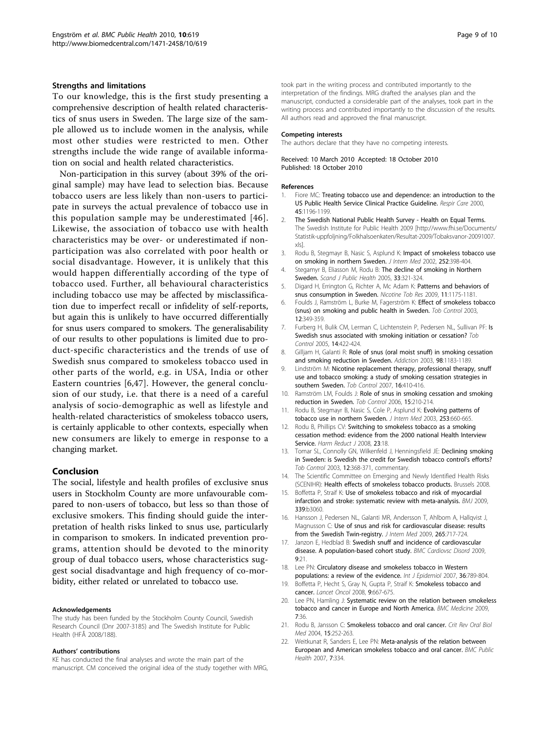### Strengths and limitations

To our knowledge, this is the first study presenting a comprehensive description of health related characteristics of snus users in Sweden. The large size of the sample allowed us to include women in the analysis, while most other studies were restricted to men. Other strengths include the wide range of available information on social and health related characteristics.

Non-participation in this survey (about 39% of the original sample) may have lead to selection bias. Because tobacco users are less likely than non-users to participate in surveys the actual prevalence of tobacco use in this population sample may be underestimated [46]. Likewise, the association of tobacco use with health characteristics may be over- or underestimated if non-participation was also correlated with poor health or social disadvantage. However, it is unlikely that this would happen differentially according of the type of tobacco used. Further, all behavioural characteristics including tobacco use may be affected by misclassification due to imperfect recall or infidelity of self-reports, but again this is unlikely to have occurred differentially for snus users compared to smokers. The generalisability of our results to other populations is limited due to product-specific characteristics and the trends of use of Swedish snus compared to smokeless tobacco used in other parts of the world, e.g. in USA, India or other Eastern countries [6,47]. However, the general conclusion of our study, i.e. that there is a need of a careful analysis of socio-demographic as well as lifestyle and health-related characteristics of smokeless tobacco users, is certainly applicable to other contexts, especially when new consumers are likely to emerge in response to a changing market.

## Conclusion

The social, lifestyle and health profiles of exclusive snus users in Stockholm County are more unfavourable compared to non-users of tobacco, but less so than those of exclusive smokers. This finding should guide the interpretation of health risks linked to snus use, particularly in comparison to smokers. In indicated prevention programs, attention should be devoted to the minority group of dual tobacco users, whose characteristics suggest social disadvantage and high frequency of co-morbidity, either related or unrelated to tobacco use.

#### Acknowledgements

The study has been funded by the Stockholm County Council, Swedish Research Council (Dnr 2007-3185) and The Swedish Institute for Public Health (HFÅ 2008/188).

#### Authors' contributions

KE has conducted the final analyses and wrote the main part of the manuscript. CM conceived the original idea of the study together with MRG, took part in the writing process and contributed importantly to the interpretation of the findings. MRG drafted the analyses plan and the manuscript, conducted a considerable part of the analyses, took part in the writing process and contributed importantly to the discussion of the results. All authors read and approved the final manuscript.

#### Competing interests

The authors declare that they have no competing interests.

Received: 10 March 2010 Accepted: 18 October 2010
Published: 18 October 2010

#### References

1. Fiore MC: **Treating tobacco use and dependence: an introduction to the US Public Health Service Clinical Practice Guideline.** *Respir Care* 2000, **45**:1196-1199.
2. **The Swedish National Public Health Survey - Health on Equal Terms.** The Swedish Institute for Public Health 2009 [http://www.fhi.se/Documents/Statistik-uppfoljning/Folkhalsoenkaten/Resultat-2009/Tobaksvanor-20091007.xls].
3. Rodu B, Stegmayr B, Nasic S, Asplund K: **Impact of smokeless tobacco use on smoking in northern Sweden.** *J Intern Med* 2002, **252**:398-404.
4. Stegamyr B, Eliasson M, Rodu B: **The decline of smoking in Northern Sweden.** *Scand J Public Health* 2005, **33**:321-324.
5. Digard H, Errington G, Richter A, Mc Adam K: **Patterns and behaviors of snus consumption in Sweden.** *Nicotine Tob Res* 2009, **11**:1175-1181.
6. Foulds J, Ramström L, Burke M, Fagerström K: **Effect of smokeless tobacco (snus) on smoking and public health in Sweden.** *Tob Control* 2003, **12**:349-359.
7. Furberg H, Bulik CM, Lerman C, Lichtenstein P, Pedersen NL, Sullivan PF: **Is Swedish snus associated with smoking initiation or cessation?** *Tob Control* 2005, **14**:422-424.
8. Gilljam H, Galanti R: **Role of snus (oral moist snuff) in smoking cessation and smoking reduction in Sweden.** *Addiction* 2003, **98**:1183-1189.
9. Lindström M: **Nicotine replacement therapy, professional therapy, snuff use and tobacco smoking: a study of smoking cessation strategies in southern Sweden.** *Tob Control* 2007, **16**:410-416.
10. Ramström LM, Foulds J: **Role of snus in smoking cessation and smoking reduction in Sweden.** *Tob Control* 2006, **15**:210-214.
11. Rodu B, Stegmayr B, Nasic S, Cole P, Asplund K: **Evolving patterns of tobacco use in northern Sweden.** *J Intern Med* 2003, **253**:660-665.
12. Rodu B, Phillips CV: **Switching to smokeless tobacco as a smoking cessation method: evidence from the 2000 national Health Interview Service.** *Harm Reduct J* 2008, **23**:18.
13. Tomar SL, Connolly GN, Wilkenfeld J, Henningsfield JE: **Declining smoking in Sweden: is Swedish the credit for Swedish tobacco control's efforts?** *Tob Control* 2003, **12**:368-371, commentary.
14. The Scientific Committee on Emerging and Newly Identified Health Risks (SCENIHR): **Health effects of smokeless tobacco products.** Brussels 2008.
15. Boffetta P, Straif K: **Use of smokeless tobacco and risk of myocardial infarction and stroke: systematic review with meta-analysis.** *BMJ* 2009, **339**:b3060.
16. Hansson J, Pedersen NL, Galanti MR, Andersson T, Ahlbom A, Hallqvist J, Magnusson C: **Use of snus and risk for cardiovascular disease: results from the Swedish Twin-registry.** *J Intern Med* 2009, **265**:717-724.
17. Janzon E, Hedblad B: **Swedish snuff and incidence of cardiovascular disease. A population-based cohort study.** *BMC Cardiovsc Disord* 2009, **9**:21.
18. Lee PN: **Circulatory disease and smokeless tobacco in Western populations: a review of the evidence.** *Int J Epidemiol* 2007, **36**:789-804.
19. Boffetta P, Hecht S, Gray N, Gupta P, Straif K: **Smokeless tobacco and cancer.** *Lancet Oncol* 2008, **9**:667-675.
20. Lee PN, Hamling J: **Systematic review on the relation between smokeless tobacco and cancer in Europe and North America.** *BMC Medicine* 2009, **7**:36.
21. Rodu B, Jansson C: **Smokeless tobacco and oral cancer.** *Crit Rev Oral Biol Med* 2004, **15**:252-263.
22. Weitkunat R, Sanders E, Lee PN: **Meta-analysis of the relation between European and American smokeless tobacco and oral cancer.** *BMC Public Health* 2007, **7**:334.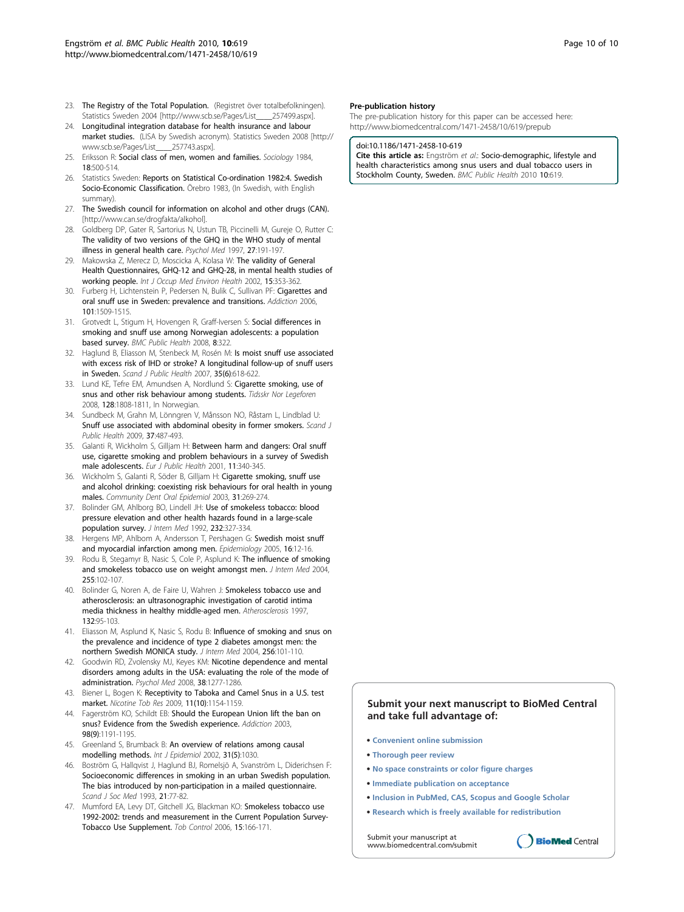23. The Registry of the Total Population. (Registret över totalbefolkningen). Statistics Sweden 2004 [http://www.scb.se/Pages/List____257499.aspx].
24. Longitudinal integration database for health insurance and labour market studies. (LISA by Swedish acronym). Statistics Sweden 2008 [http://www.scb.se/Pages/List____257743.aspx].
25. Eriksson R: Social class of men, women and families. *Sociology* 1984, 18:500-514.
26. Statistics Sweden: Reports on Statistical Co-ordination 1982:4. Swedish Socio-Economic Classification. Örebro 1983, (In Swedish, with English summary).
27. The Swedish council for information on alcohol and other drugs (CAN). [http://www.can.se/drogfakta/alkohol].
28. Goldberg DP, Gater R, Sartorius N, Ustun TB, Piccinelli M, Gureje O, Rutter C: The validity of two versions of the GHQ in the WHO study of mental illness in general health care. *Psychol Med* 1997, 27:191-197.
29. Makowska Z, Merecz D, Moscicka A, Kolasa W: The validity of General Health Questionnaires, GHQ-12 and GHQ-28, in mental health studies of working people. *Int J Occup Med Environ Health* 2002, 15:353-362.
30. Furberg H, Lichtenstein P, Pedersen N, Bulik C, Sullivan PF: Cigarettes and oral snuff use in Sweden: prevalence and transitions. *Addiction* 2006, 101:1509-1515.
31. Grotvedt L, Stigum H, Hovengen R, Graff-Iversen S: Social differences in smoking and snuff use among Norwegian adolescents: a population based survey. *BMC Public Health* 2008, 8:322.
32. Haglund B, Eliasson M, Stenbeck M, Rosén M: Is moist snuff use associated with excess risk of IHD or stroke? A longitudinal follow-up of snuff users in Sweden. *Scand J Public Health* 2007, 35(6):618-622.
33. Lund KE, Tefre EM, Amundsen A, Nordlund S: Cigarette smoking, use of snus and other risk behaviour among students. *Tidsskr Nor Legeforen* 2008, 128:1808-1811, In Norwegian.
34. Sundbeck M, Grahn M, Lönngren V, Månsson NO, Råstam L, Lindblad U: Snuff use associated with abdominal obesity in former smokers. *Scand J Public Health* 2009, 37:487-493.
35. Galanti R, Wickholm S, Gilljam H: Between harm and dangers: Oral snuff use, cigarette smoking and problem behaviours in a survey of Swedish male adolescents. *Eur J Public Health* 2001, 11:340-345.
36. Wickholm S, Galanti R, Söder B, Gilljam H: Cigarette smoking, snuff use and alcohol drinking: coexisting risk behaviours for oral health in young males. *Community Dent Oral Epidemiol* 2003, 31:269-274.
37. Bolinder GM, Ahlborg BO, Lindell JH: Use of smokeless tobacco: blood pressure elevation and other health hazards found in a large-scale population survey. *J Intern Med* 1992, 232:327-334.
38. Hergens MP, Ahlbom A, Andersson T, Pershagen G: Swedish moist snuff and myocardial infarction among men. *Epidemiology* 2005, 16:12-16.
39. Rodu B, Stegamyr B, Nasic S, Cole P, Asplund K: The influence of smoking and smokeless tobacco use on weight amongst men. *J Intern Med* 2004, 255:102-107.
40. Bolinder G, Noren A, de Faire U, Wahren J: Smokeless tobacco use and atherosclerosis: an ultrasonographic investigation of carotid intima media thickness in healthy middle-aged men. *Atherosclerosis* 1997, 132:95-103.
41. Eliasson M, Asplund K, Nasic S, Rodu B: Influence of smoking and snus on the prevalence and incidence of type 2 diabetes amongst men: the northern Swedish MONICA study. *J Intern Med* 2004, 256:101-110.
42. Goodwin RD, Zvolensky MJ, Keyes KM: Nicotine dependence and mental disorders among adults in the USA: evaluating the role of the mode of administration. *Psychol Med* 2008, 38:1277-1286.
43. Biener L, Bogen K: Receptivity to Taboka and Camel Snus in a U.S. test market. *Nicotine Tob Res* 2009, 11(10):1154-1159.
44. Fagerström KO, Schildt EB: Should the European Union lift the ban on snus? Evidence from the Swedish experience. *Addiction* 2003, 98(9):1191-1195.
45. Greenland S, Brumback B: An overview of relations among causal modelling methods. *Int J Epidemiol* 2002, 31(5):1030.
46. Boström G, Hallqvist J, Haglund BJ, Romelsjö A, Svanström L, Diderichsen F: Socioeconomic differences in smoking in an urban Swedish population. The bias introduced by non-participation in a mailed questionnaire. *Scand J Soc Med* 1993, 21:77-82.
47. Mumford EA, Levy DT, Gitchell JG, Blackman KO: Smokeless tobacco use 1992-2002: trends and measurement in the Current Population Survey-Tobacco Use Supplement. *Tob Control* 2006, 15:166-171.

### Pre-publication history

The pre-publication history for this paper can be accessed here:
http://www.biomedcentral.com/1471-2458/10/619/prepub

doi:10.1186/1471-2458-10-619

**Cite this article as:** Engström *et al.*: Socio-demographic, lifestyle and health characteristics among snus users and dual tobacco users in Stockholm County, Sweden. *BMC Public Health* 2010 10:619.

**Submit your next manuscript to BioMed Central and take full advantage of:**

- Convenient online submission
- Thorough peer review
- No space constraints or color figure charges
- Immediate publication on acceptance
- Inclusion in PubMed, CAS, Scopus and Google Scholar
- Research which is freely available for redistribution

Submit your manuscript at
www.biomedcentral.com/submit

BioMed Central